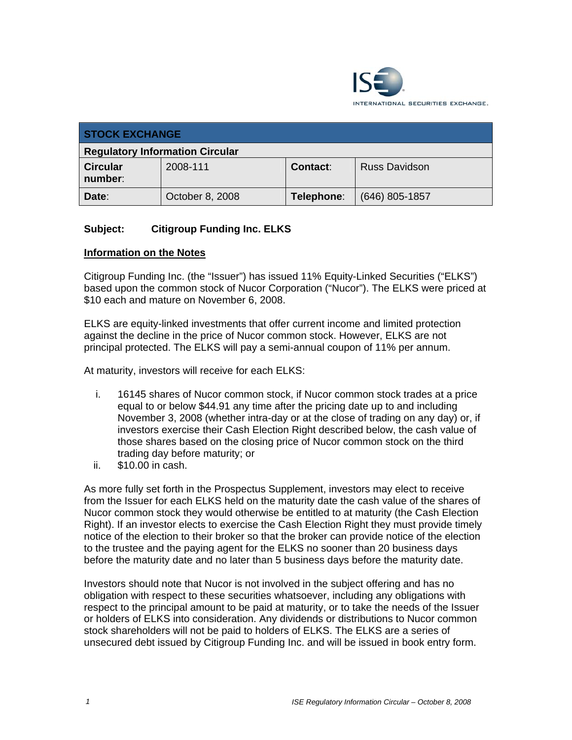INTERNATIONAL SECURITIES EXCHANGE.

| STOCK EXCHANGE | | | |
|---|---|---|---|
| **Regulatory Information Circular** | | | |
| **Circular number**: | 2008-111 | **Contact**: | Russ Davidson |
| **Date**: | October 8, 2008 | **Telephone**: | (646) 805-1857 |

**Subject: Citigroup Funding Inc. ELKS**

**Information on the Notes**

Citigroup Funding Inc. (the "Issuer") has issued 11% Equity-Linked Securities ("ELKS") based upon the common stock of Nucor Corporation ("Nucor"). The ELKS were priced at $10 each and mature on November 6, 2008.

ELKS are equity-linked investments that offer current income and limited protection against the decline in the price of Nucor common stock. However, ELKS are not principal protected. The ELKS will pay a semi-annual coupon of 11% per annum.

At maturity, investors will receive for each ELKS:

i. 16145 shares of Nucor common stock, if Nucor common stock trades at a price equal to or below $44.91 any time after the pricing date up to and including November 3, 2008 (whether intra-day or at the close of trading on any day) or, if investors exercise their Cash Election Right described below, the cash value of those shares based on the closing price of Nucor common stock on the third trading day before maturity; or
ii. $10.00 in cash.

As more fully set forth in the Prospectus Supplement, investors may elect to receive from the Issuer for each ELKS held on the maturity date the cash value of the shares of Nucor common stock they would otherwise be entitled to at maturity (the Cash Election Right). If an investor elects to exercise the Cash Election Right they must provide timely notice of the election to their broker so that the broker can provide notice of the election to the trustee and the paying agent for the ELKS no sooner than 20 business days before the maturity date and no later than 5 business days before the maturity date.

Investors should note that Nucor is not involved in the subject offering and has no obligation with respect to these securities whatsoever, including any obligations with respect to the principal amount to be paid at maturity, or to take the needs of the Issuer or holders of ELKS into consideration. Any dividends or distributions to Nucor common stock shareholders will not be paid to holders of ELKS. The ELKS are a series of unsecured debt issued by Citigroup Funding Inc. and will be issued in book entry form.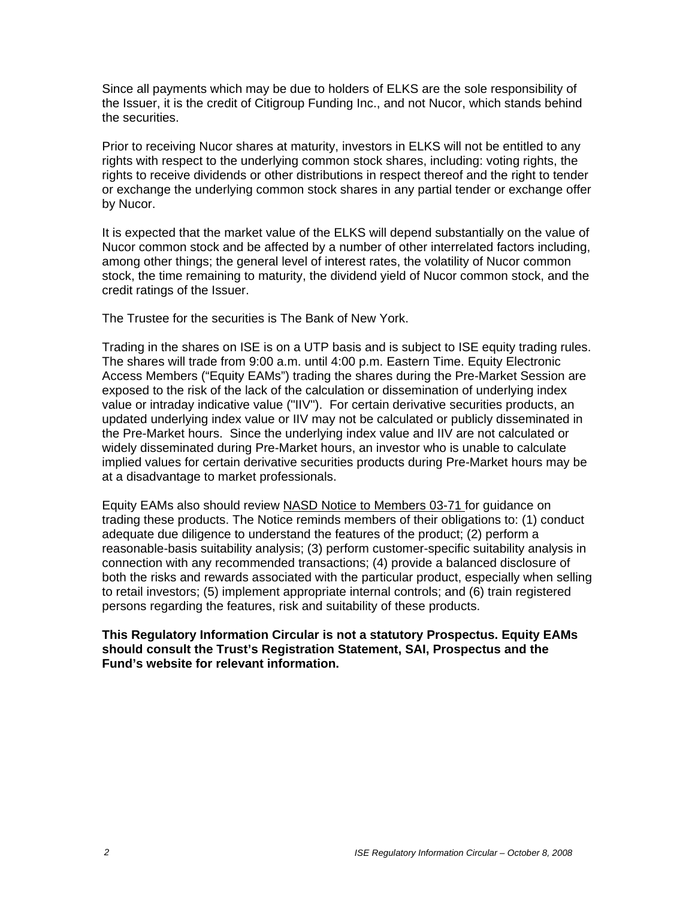Since all payments which may be due to holders of ELKS are the sole responsibility of the Issuer, it is the credit of Citigroup Funding Inc., and not Nucor, which stands behind the securities.

Prior to receiving Nucor shares at maturity, investors in ELKS will not be entitled to any rights with respect to the underlying common stock shares, including: voting rights, the rights to receive dividends or other distributions in respect thereof and the right to tender or exchange the underlying common stock shares in any partial tender or exchange offer by Nucor.

It is expected that the market value of the ELKS will depend substantially on the value of Nucor common stock and be affected by a number of other interrelated factors including, among other things; the general level of interest rates, the volatility of Nucor common stock, the time remaining to maturity, the dividend yield of Nucor common stock, and the credit ratings of the Issuer.

The Trustee for the securities is The Bank of New York.

Trading in the shares on ISE is on a UTP basis and is subject to ISE equity trading rules. The shares will trade from 9:00 a.m. until 4:00 p.m. Eastern Time. Equity Electronic Access Members ("Equity EAMs") trading the shares during the Pre-Market Session are exposed to the risk of the lack of the calculation or dissemination of underlying index value or intraday indicative value ("IIV"). For certain derivative securities products, an updated underlying index value or IIV may not be calculated or publicly disseminated in the Pre-Market hours. Since the underlying index value and IIV are not calculated or widely disseminated during Pre-Market hours, an investor who is unable to calculate implied values for certain derivative securities products during Pre-Market hours may be at a disadvantage to market professionals.

Equity EAMs also should review NASD Notice to Members 03-71 for guidance on trading these products. The Notice reminds members of their obligations to: (1) conduct adequate due diligence to understand the features of the product; (2) perform a reasonable-basis suitability analysis; (3) perform customer-specific suitability analysis in connection with any recommended transactions; (4) provide a balanced disclosure of both the risks and rewards associated with the particular product, especially when selling to retail investors; (5) implement appropriate internal controls; and (6) train registered persons regarding the features, risk and suitability of these products.

**This Regulatory Information Circular is not a statutory Prospectus. Equity EAMs should consult the Trust's Registration Statement, SAI, Prospectus and the Fund's website for relevant information.**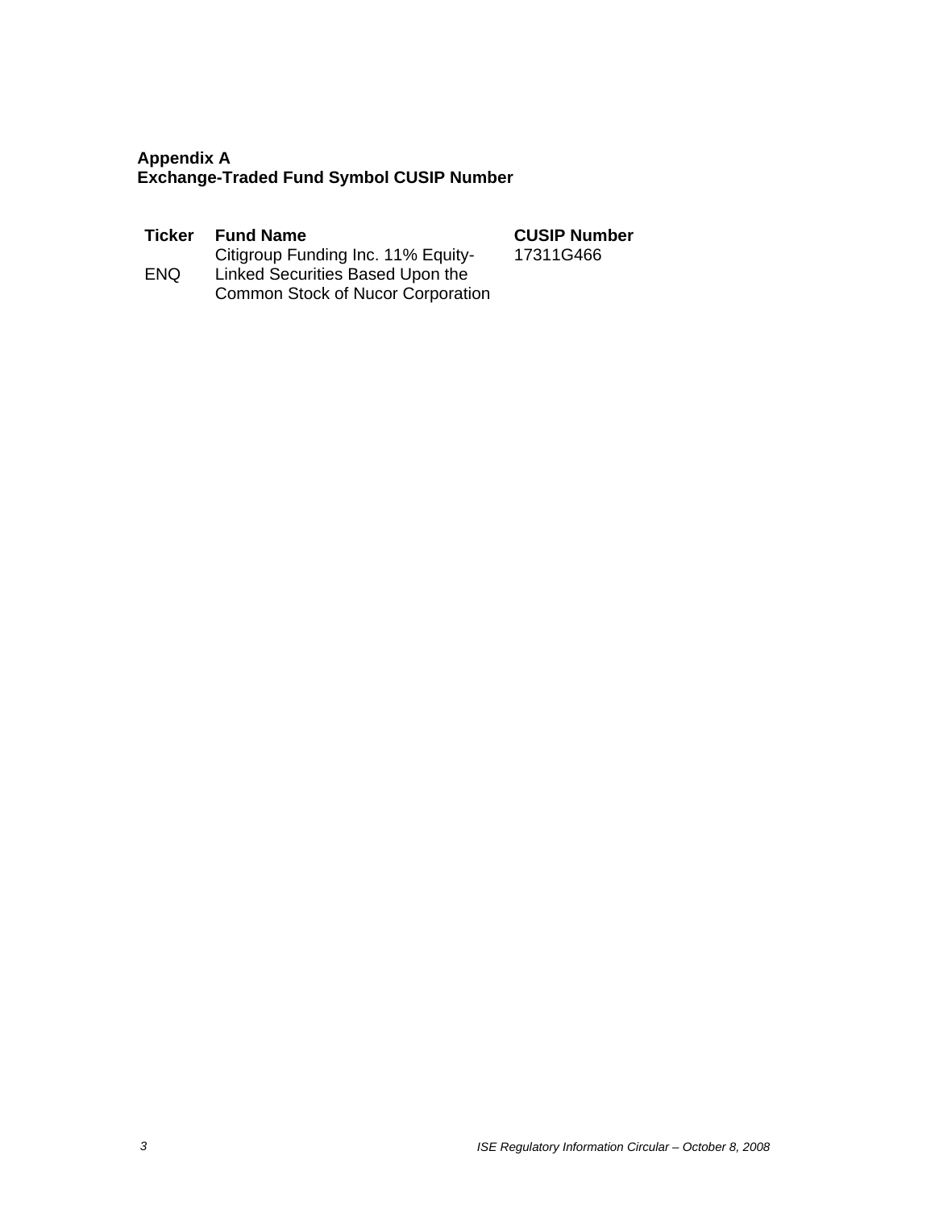**Appendix A**
**Exchange-Traded Fund Symbol CUSIP Number**

| Ticker | Fund Name | CUSIP Number |
|---|---|---|
| ENQ | Citigroup Funding Inc. 11% Equity-Linked Securities Based Upon the Common Stock of Nucor Corporation | 17311G466 |